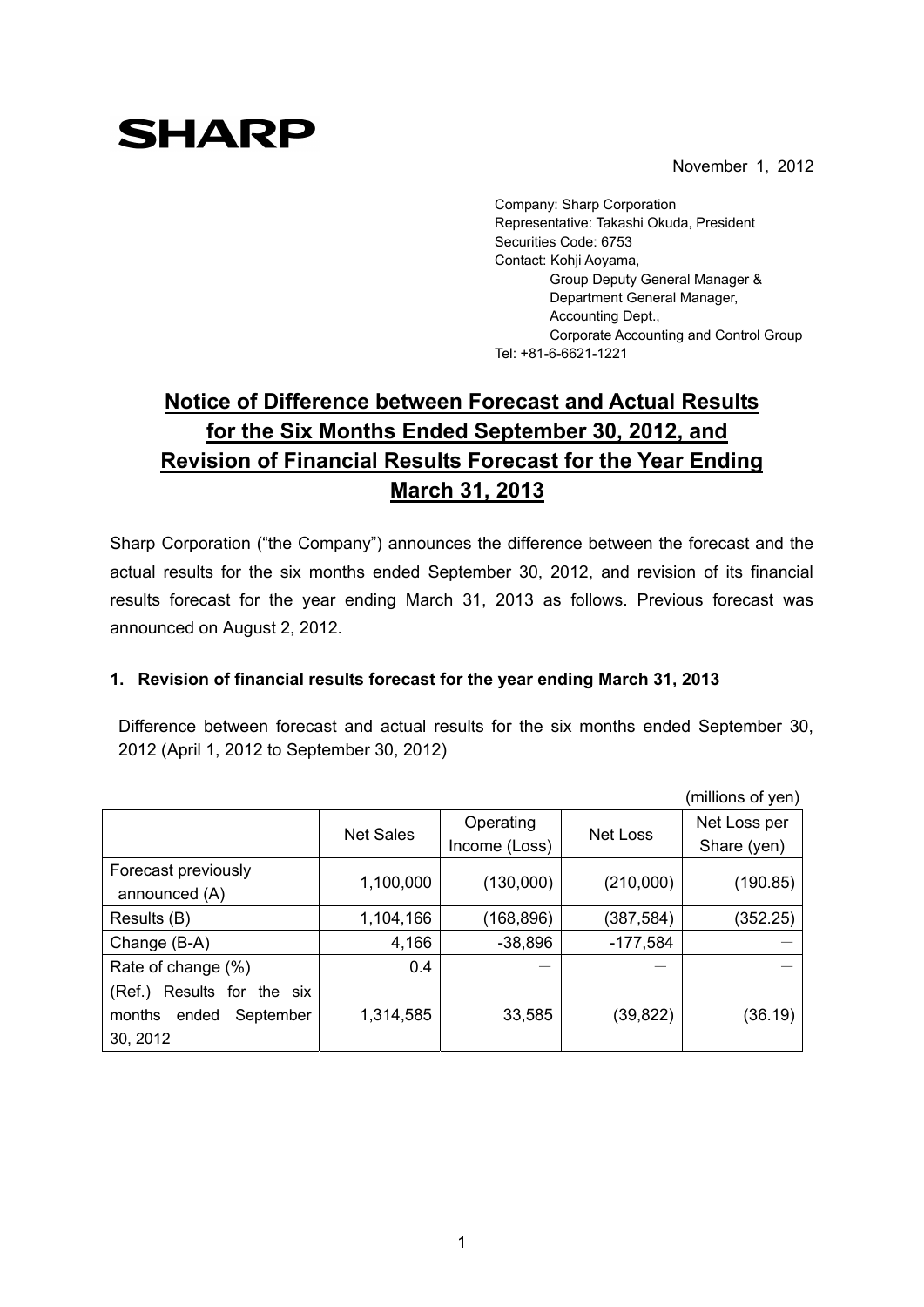SHARP

November 1, 2012

Company: Sharp Corporation
Representative: Takashi Okuda, President
Securities Code: 6753
Contact: Kohji Aoyama,
Group Deputy General Manager &
Department General Manager,
Accounting Dept.,
Corporate Accounting and Control Group
Tel: +81-6-6621-1221

# Notice of Difference between Forecast and Actual Results for the Six Months Ended September 30, 2012, and Revision of Financial Results Forecast for the Year Ending March 31, 2013

Sharp Corporation ("the Company") announces the difference between the forecast and the actual results for the six months ended September 30, 2012, and revision of its financial results forecast for the year ending March 31, 2013 as follows. Previous forecast was announced on August 2, 2012.

## 1. Revision of financial results forecast for the year ending March 31, 2013

Difference between forecast and actual results for the six months ended September 30, 2012 (April 1, 2012 to September 30, 2012)

(millions of yen)

| | Net Sales | Operating Income (Loss) | Net Loss | Net Loss per Share (yen) |
|---|---|---|---|---|
| Forecast previously announced (A) | 1,100,000 | (130,000) | (210,000) | (190.85) |
| Results (B) | 1,104,166 | (168,896) | (387,584) | (352.25) |
| Change (B-A) | 4,166 | -38,896 | -177,584 | － |
| Rate of change (%) | 0.4 | － | － | － |
| (Ref.) Results for the six months ended September 30, 2012 | 1,314,585 | 33,585 | (39,822) | (36.19) |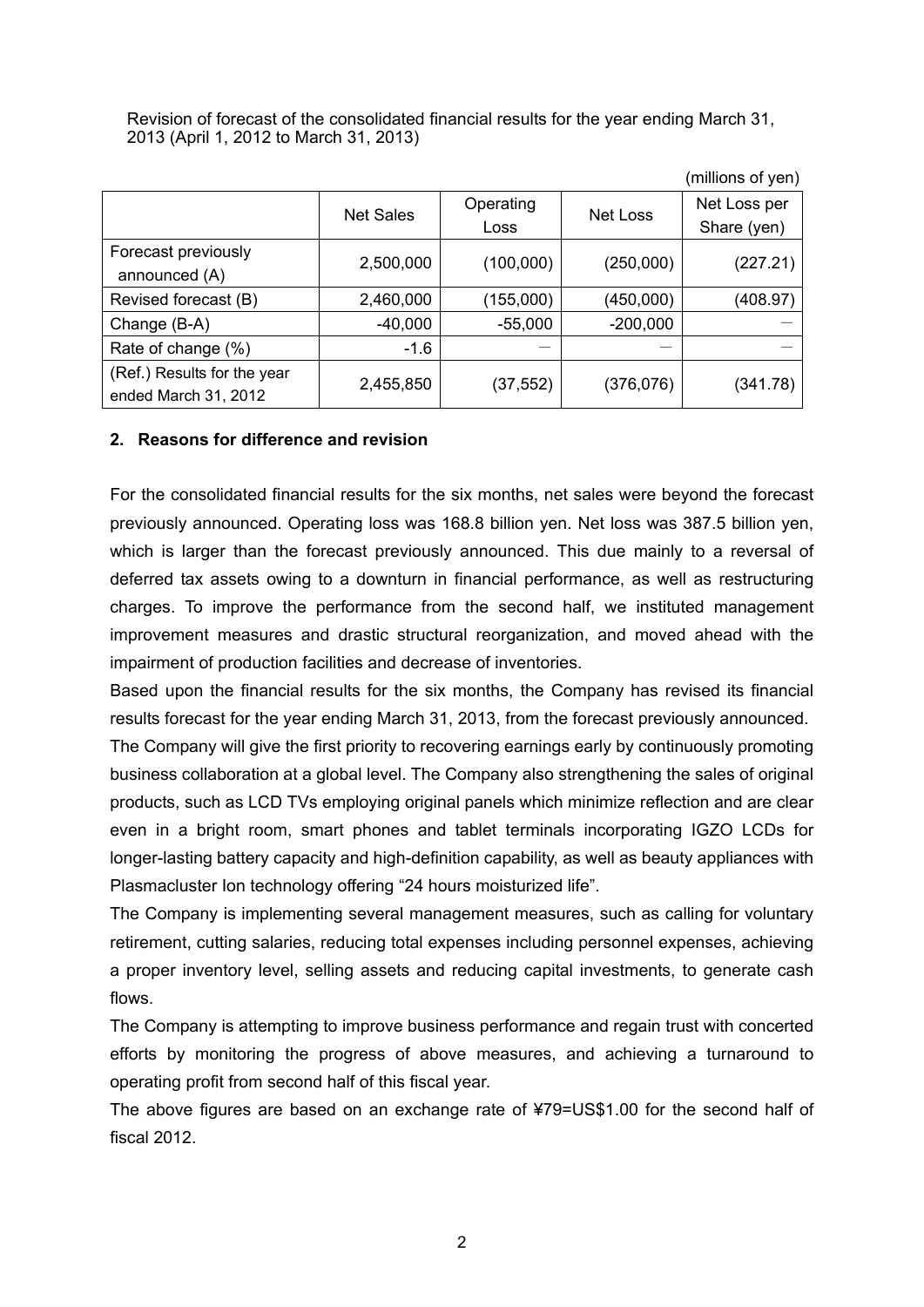Revision of forecast of the consolidated financial results for the year ending March 31, 2013 (April 1, 2012 to March 31, 2013)

(millions of yen)

| | Net Sales | Operating Loss | Net Loss | Net Loss per Share (yen) |
|---|---|---|---|---|
| Forecast previously announced (A) | 2,500,000 | (100,000) | (250,000) | (227.21) |
| Revised forecast (B) | 2,460,000 | (155,000) | (450,000) | (408.97) |
| Change (B-A) | -40,000 | -55,000 | -200,000 | ― |
| Rate of change (%) | -1.6 | ― | ― | ― |
| (Ref.) Results for the year ended March 31, 2012 | 2,455,850 | (37,552) | (376,076) | (341.78) |

## 2. Reasons for difference and revision

For the consolidated financial results for the six months, net sales were beyond the forecast previously announced. Operating loss was 168.8 billion yen. Net loss was 387.5 billion yen, which is larger than the forecast previously announced. This due mainly to a reversal of deferred tax assets owing to a downturn in financial performance, as well as restructuring charges. To improve the performance from the second half, we instituted management improvement measures and drastic structural reorganization, and moved ahead with the impairment of production facilities and decrease of inventories.

Based upon the financial results for the six months, the Company has revised its financial results forecast for the year ending March 31, 2013, from the forecast previously announced.

The Company will give the first priority to recovering earnings early by continuously promoting business collaboration at a global level. The Company also strengthening the sales of original products, such as LCD TVs employing original panels which minimize reflection and are clear even in a bright room, smart phones and tablet terminals incorporating IGZO LCDs for longer-lasting battery capacity and high-definition capability, as well as beauty appliances with Plasmacluster Ion technology offering "24 hours moisturized life".

The Company is implementing several management measures, such as calling for voluntary retirement, cutting salaries, reducing total expenses including personnel expenses, achieving a proper inventory level, selling assets and reducing capital investments, to generate cash flows.

The Company is attempting to improve business performance and regain trust with concerted efforts by monitoring the progress of above measures, and achieving a turnaround to operating profit from second half of this fiscal year.

The above figures are based on an exchange rate of ¥79=US$1.00 for the second half of fiscal 2012.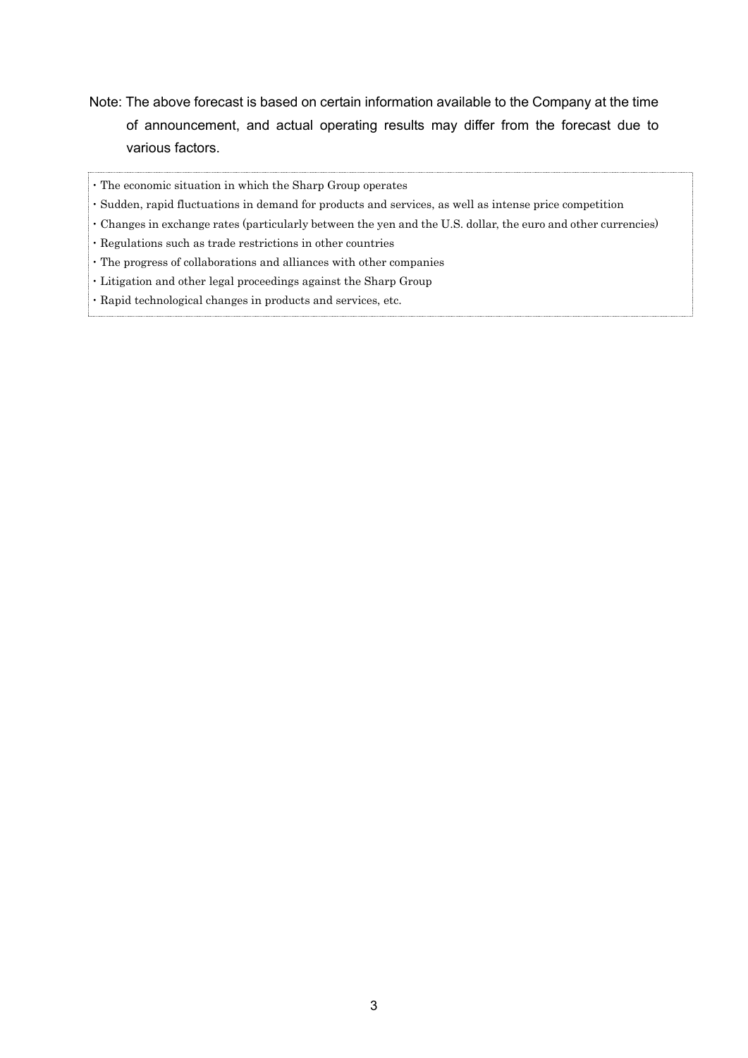Note: The above forecast is based on certain information available to the Company at the time of announcement, and actual operating results may differ from the forecast due to various factors.

- The economic situation in which the Sharp Group operates
- Sudden, rapid fluctuations in demand for products and services, as well as intense price competition
- Changes in exchange rates (particularly between the yen and the U.S. dollar, the euro and other currencies)
- Regulations such as trade restrictions in other countries
- The progress of collaborations and alliances with other companies
- Litigation and other legal proceedings against the Sharp Group
- Rapid technological changes in products and services, etc.